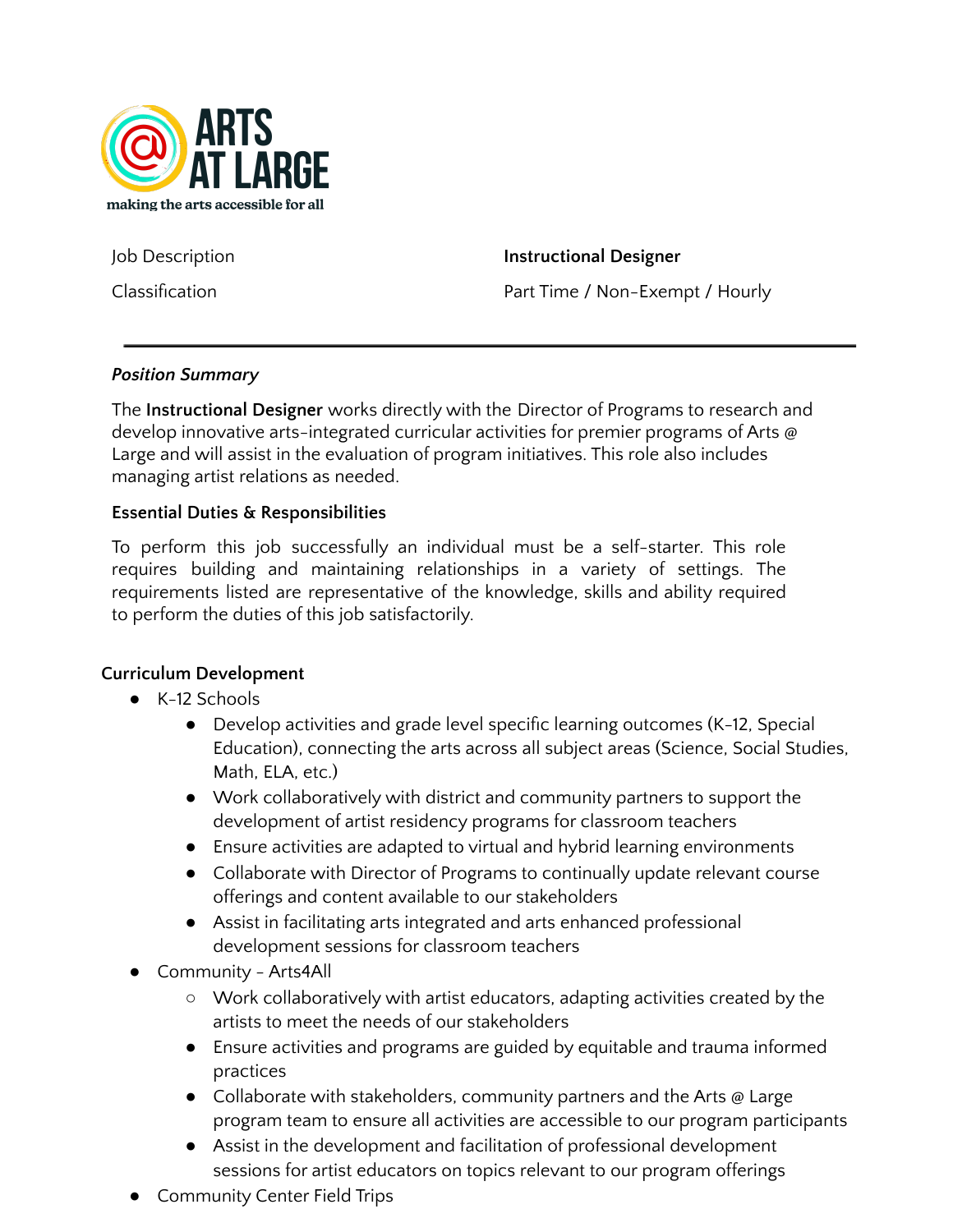ARTS AT LARGE

making the arts accessible for all

| Job Description | **Instructional Designer** |
| --- | --- |
| Classification | Part Time / Non-Exempt / Hourly |

***Position Summary***

The **Instructional Designer** works directly with the Director of Programs to research and develop innovative arts-integrated curricular activities for premier programs of Arts @ Large and will assist in the evaluation of program initiatives. This role also includes managing artist relations as needed.

**Essential Duties & Responsibilities**

To perform this job successfully an individual must be a self-starter. This role requires building and maintaining relationships in a variety of settings. The requirements listed are representative of the knowledge, skills and ability required to perform the duties of this job satisfactorily.

**Curriculum Development**

- K-12 Schools
  - Develop activities and grade level specific learning outcomes (K-12, Special Education), connecting the arts across all subject areas (Science, Social Studies, Math, ELA, etc.)
  - Work collaboratively with district and community partners to support the development of artist residency programs for classroom teachers
  - Ensure activities are adapted to virtual and hybrid learning environments
  - Collaborate with Director of Programs to continually update relevant course offerings and content available to our stakeholders
  - Assist in facilitating arts integrated and arts enhanced professional development sessions for classroom teachers
- Community - Arts4All
  - Work collaboratively with artist educators, adapting activities created by the artists to meet the needs of our stakeholders
  - Ensure activities and programs are guided by equitable and trauma informed practices
  - Collaborate with stakeholders, community partners and the Arts @ Large program team to ensure all activities are accessible to our program participants
  - Assist in the development and facilitation of professional development sessions for artist educators on topics relevant to our program offerings
- Community Center Field Trips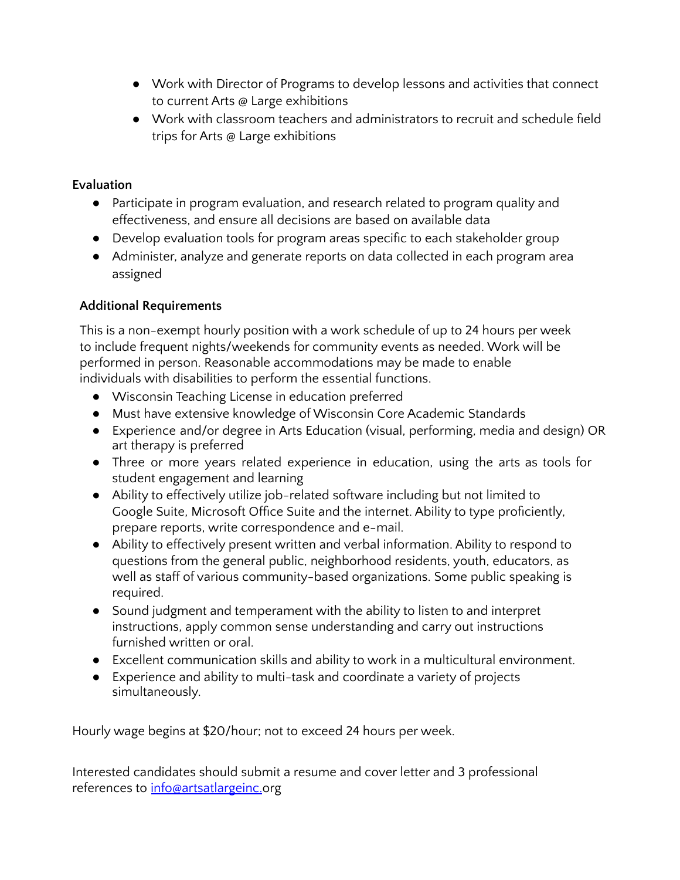- Work with Director of Programs to develop lessons and activities that connect to current Arts @ Large exhibitions
- Work with classroom teachers and administrators to recruit and schedule field trips for Arts @ Large exhibitions

**Evaluation**

- Participate in program evaluation, and research related to program quality and effectiveness, and ensure all decisions are based on available data
- Develop evaluation tools for program areas specific to each stakeholder group
- Administer, analyze and generate reports on data collected in each program area assigned

**Additional Requirements**

This is a non-exempt hourly position with a work schedule of up to 24 hours per week to include frequent nights/weekends for community events as needed. Work will be performed in person. Reasonable accommodations may be made to enable individuals with disabilities to perform the essential functions.

- Wisconsin Teaching License in education preferred
- Must have extensive knowledge of Wisconsin Core Academic Standards
- Experience and/or degree in Arts Education (visual, performing, media and design) OR art therapy is preferred
- Three or more years related experience in education, using the arts as tools for student engagement and learning
- Ability to effectively utilize job-related software including but not limited to Google Suite, Microsoft Office Suite and the internet. Ability to type proficiently, prepare reports, write correspondence and e-mail.
- Ability to effectively present written and verbal information. Ability to respond to questions from the general public, neighborhood residents, youth, educators, as well as staff of various community-based organizations. Some public speaking is required.
- Sound judgment and temperament with the ability to listen to and interpret instructions, apply common sense understanding and carry out instructions furnished written or oral.
- Excellent communication skills and ability to work in a multicultural environment.
- Experience and ability to multi-task and coordinate a variety of projects simultaneously.

Hourly wage begins at $20/hour; not to exceed 24 hours per week.

Interested candidates should submit a resume and cover letter and 3 professional references to info@artsatlargeinc.org